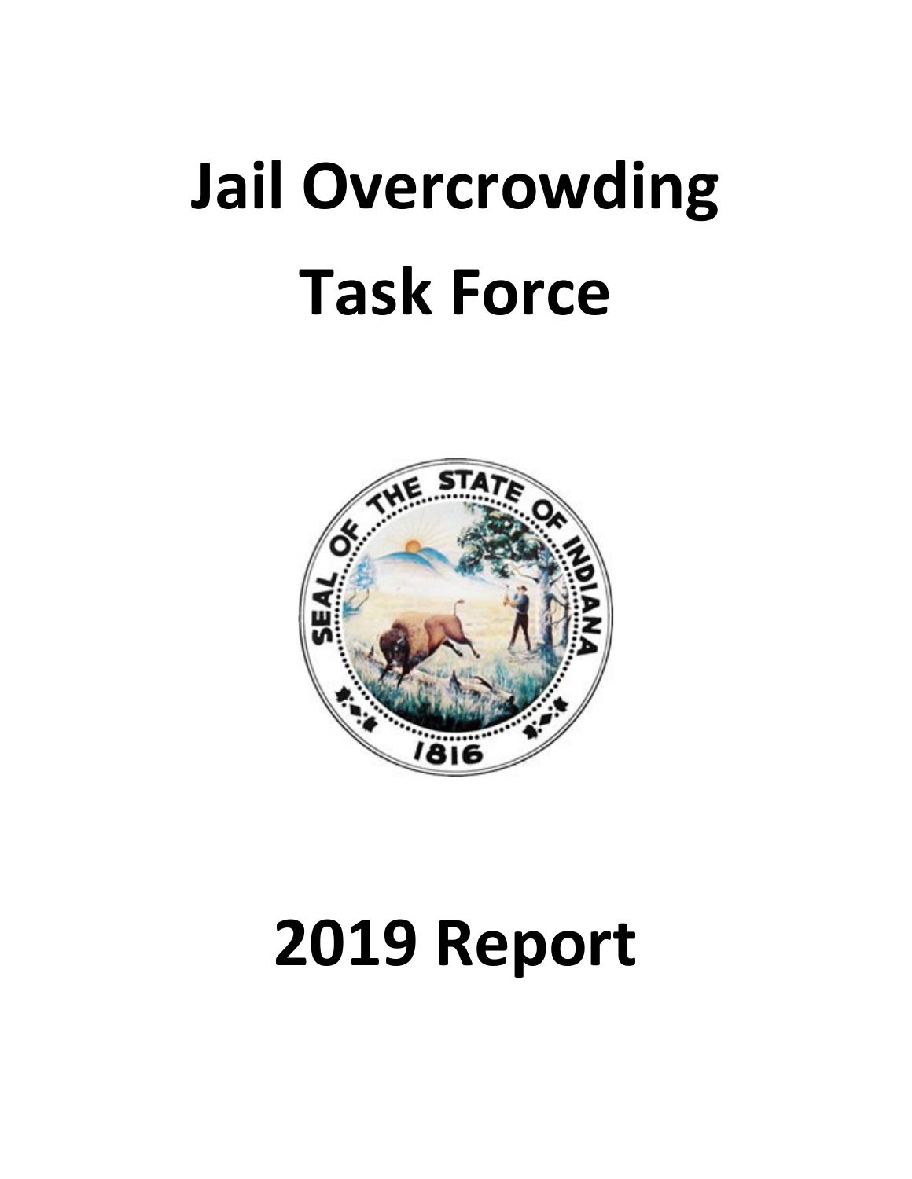# Jail Overcrowding Task Force

# 2019 Report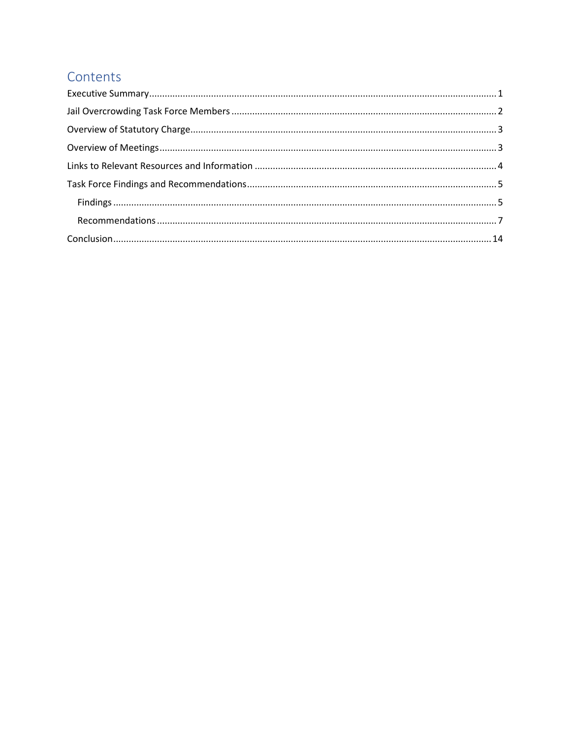# Contents

- Executive Summary ........ 1
- Jail Overcrowding Task Force Members ........ 2
- Overview of Statutory Charge ........ 3
- Overview of Meetings ........ 3
- Links to Relevant Resources and Information ........ 4
- Task Force Findings and Recommendations ........ 5
  - Findings ........ 5
  - Recommendations ........ 7
- Conclusion ........ 14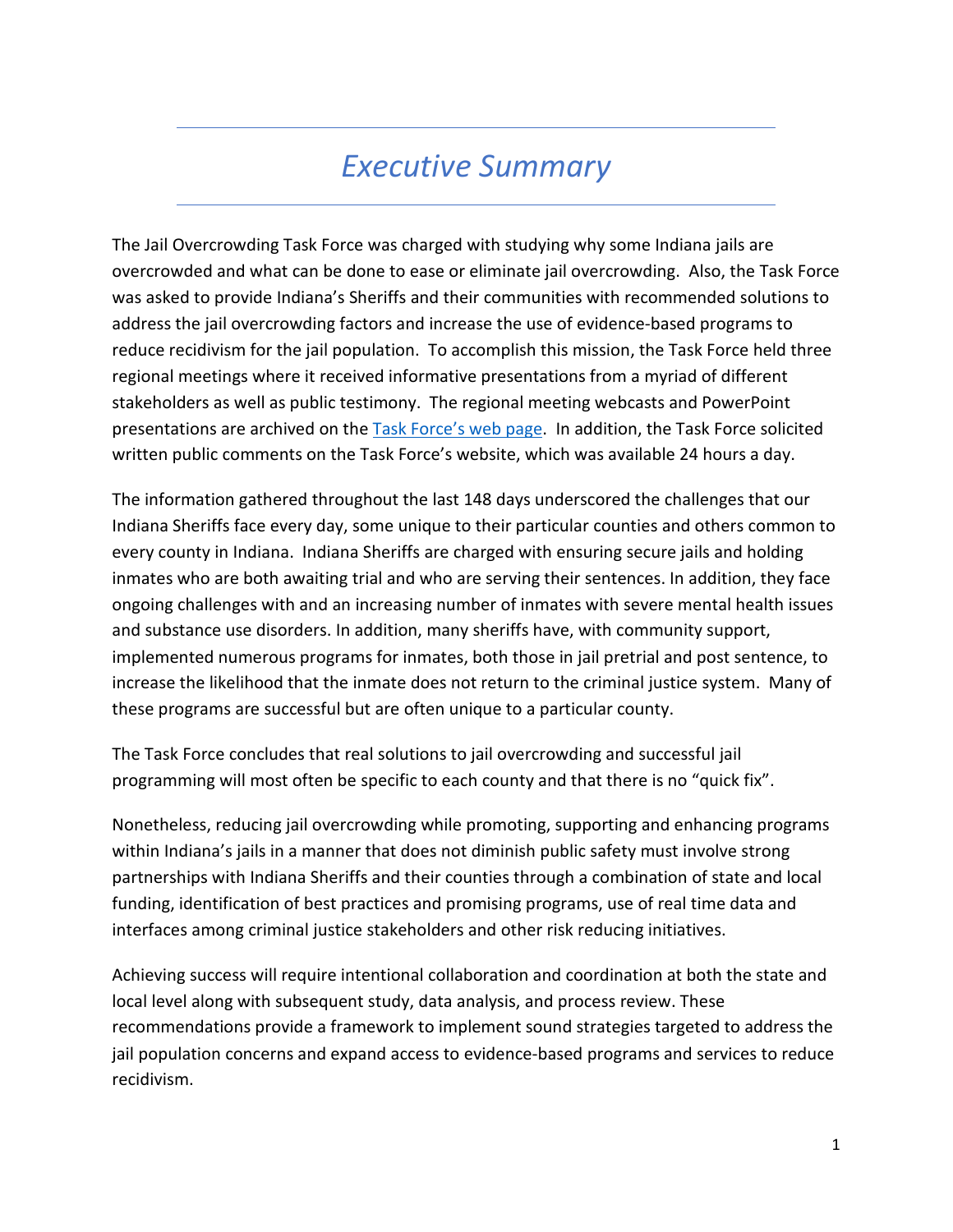# *Executive Summary*

The Jail Overcrowding Task Force was charged with studying why some Indiana jails are overcrowded and what can be done to ease or eliminate jail overcrowding. Also, the Task Force was asked to provide Indiana's Sheriffs and their communities with recommended solutions to address the jail overcrowding factors and increase the use of evidence-based programs to reduce recidivism for the jail population. To accomplish this mission, the Task Force held three regional meetings where it received informative presentations from a myriad of different stakeholders as well as public testimony. The regional meeting webcasts and PowerPoint presentations are archived on the Task Force's web page. In addition, the Task Force solicited written public comments on the Task Force's website, which was available 24 hours a day.

The information gathered throughout the last 148 days underscored the challenges that our Indiana Sheriffs face every day, some unique to their particular counties and others common to every county in Indiana. Indiana Sheriffs are charged with ensuring secure jails and holding inmates who are both awaiting trial and who are serving their sentences. In addition, they face ongoing challenges with and an increasing number of inmates with severe mental health issues and substance use disorders. In addition, many sheriffs have, with community support, implemented numerous programs for inmates, both those in jail pretrial and post sentence, to increase the likelihood that the inmate does not return to the criminal justice system. Many of these programs are successful but are often unique to a particular county.

The Task Force concludes that real solutions to jail overcrowding and successful jail programming will most often be specific to each county and that there is no "quick fix".

Nonetheless, reducing jail overcrowding while promoting, supporting and enhancing programs within Indiana's jails in a manner that does not diminish public safety must involve strong partnerships with Indiana Sheriffs and their counties through a combination of state and local funding, identification of best practices and promising programs, use of real time data and interfaces among criminal justice stakeholders and other risk reducing initiatives.

Achieving success will require intentional collaboration and coordination at both the state and local level along with subsequent study, data analysis, and process review. These recommendations provide a framework to implement sound strategies targeted to address the jail population concerns and expand access to evidence-based programs and services to reduce recidivism.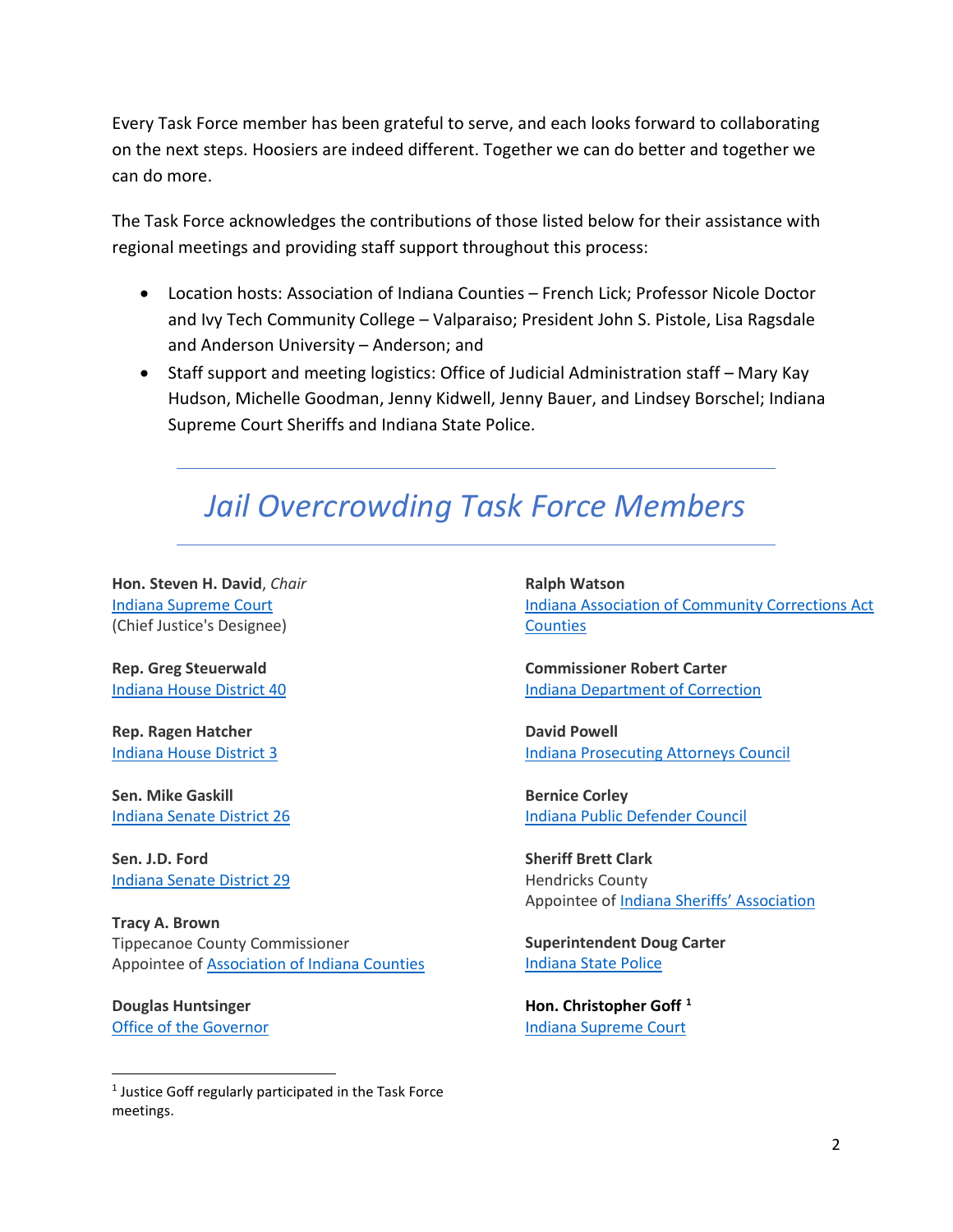Every Task Force member has been grateful to serve, and each looks forward to collaborating on the next steps. Hoosiers are indeed different. Together we can do better and together we can do more.

The Task Force acknowledges the contributions of those listed below for their assistance with regional meetings and providing staff support throughout this process:

- Location hosts: Association of Indiana Counties – French Lick; Professor Nicole Doctor and Ivy Tech Community College – Valparaiso; President John S. Pistole, Lisa Ragsdale and Anderson University – Anderson; and
- Staff support and meeting logistics: Office of Judicial Administration staff – Mary Kay Hudson, Michelle Goodman, Jenny Kidwell, Jenny Bauer, and Lindsey Borschel; Indiana Supreme Court Sheriffs and Indiana State Police.

## *Jail Overcrowding Task Force Members*

**Hon. Steven H. David**, *Chair*
Indiana Supreme Court
(Chief Justice's Designee)

**Rep. Greg Steuerwald**
Indiana House District 40

**Rep. Ragen Hatcher**
Indiana House District 3

**Sen. Mike Gaskill**
Indiana Senate District 26

**Sen. J.D. Ford**
Indiana Senate District 29

**Tracy A. Brown**
Tippecanoe County Commissioner
Appointee of Association of Indiana Counties

**Douglas Huntsinger**
Office of the Governor

**Ralph Watson**
Indiana Association of Community Corrections Act Counties

**Commissioner Robert Carter**
Indiana Department of Correction

**David Powell**
Indiana Prosecuting Attorneys Council

**Bernice Corley**
Indiana Public Defender Council

**Sheriff Brett Clark**
Hendricks County
Appointee of Indiana Sheriffs' Association

**Superintendent Doug Carter**
Indiana State Police

**Hon. Christopher Goff** [1]
Indiana Supreme Court

[1] Justice Goff regularly participated in the Task Force meetings.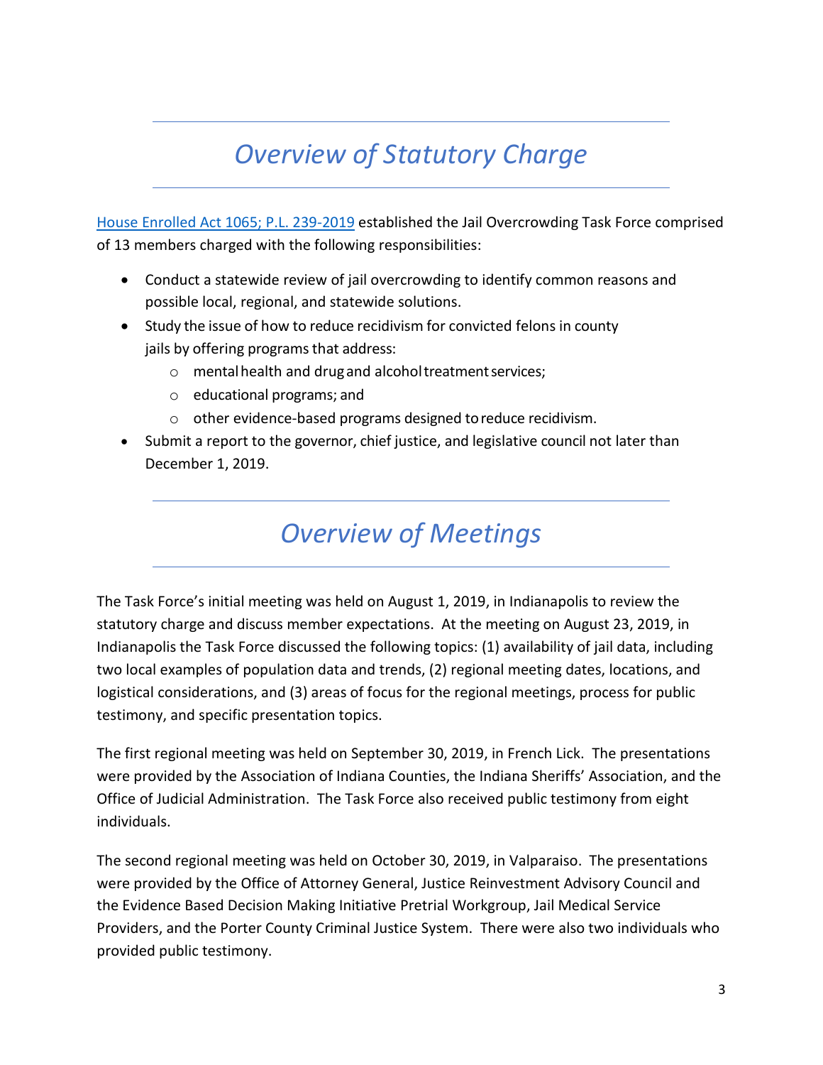# *Overview of Statutory Charge*

[House Enrolled Act 1065; P.L. 239-2019]() established the Jail Overcrowding Task Force comprised of 13 members charged with the following responsibilities:

- Conduct a statewide review of jail overcrowding to identify common reasons and possible local, regional, and statewide solutions.
- Study the issue of how to reduce recidivism for convicted felons in county jails by offering programs that address:
  - mental health and drug and alcohol treatment services;
  - educational programs; and
  - other evidence-based programs designed to reduce recidivism.
- Submit a report to the governor, chief justice, and legislative council not later than December 1, 2019.

# *Overview of Meetings*

The Task Force's initial meeting was held on August 1, 2019, in Indianapolis to review the statutory charge and discuss member expectations. At the meeting on August 23, 2019, in Indianapolis the Task Force discussed the following topics: (1) availability of jail data, including two local examples of population data and trends, (2) regional meeting dates, locations, and logistical considerations, and (3) areas of focus for the regional meetings, process for public testimony, and specific presentation topics.

The first regional meeting was held on September 30, 2019, in French Lick. The presentations were provided by the Association of Indiana Counties, the Indiana Sheriffs' Association, and the Office of Judicial Administration. The Task Force also received public testimony from eight individuals.

The second regional meeting was held on October 30, 2019, in Valparaiso. The presentations were provided by the Office of Attorney General, Justice Reinvestment Advisory Council and the Evidence Based Decision Making Initiative Pretrial Workgroup, Jail Medical Service Providers, and the Porter County Criminal Justice System. There were also two individuals who provided public testimony.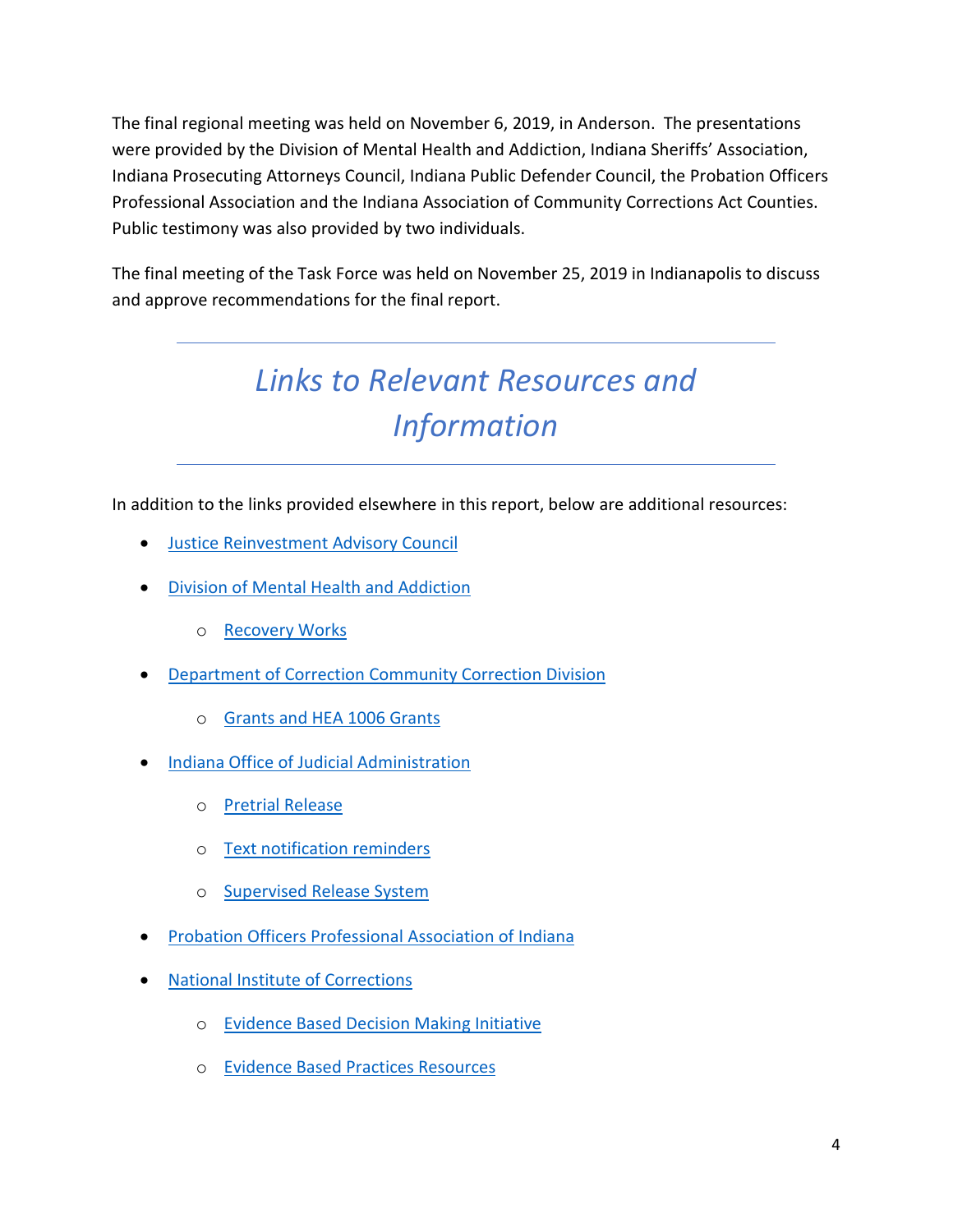The final regional meeting was held on November 6, 2019, in Anderson. The presentations were provided by the Division of Mental Health and Addiction, Indiana Sheriffs' Association, Indiana Prosecuting Attorneys Council, Indiana Public Defender Council, the Probation Officers Professional Association and the Indiana Association of Community Corrections Act Counties. Public testimony was also provided by two individuals.

The final meeting of the Task Force was held on November 25, 2019 in Indianapolis to discuss and approve recommendations for the final report.

## *Links to Relevant Resources and Information*

In addition to the links provided elsewhere in this report, below are additional resources:

- Justice Reinvestment Advisory Council
- Division of Mental Health and Addiction
    - Recovery Works
- Department of Correction Community Correction Division
    - Grants and HEA 1006 Grants
- Indiana Office of Judicial Administration
    - Pretrial Release
    - Text notification reminders
    - Supervised Release System
- Probation Officers Professional Association of Indiana
- National Institute of Corrections
    - Evidence Based Decision Making Initiative
    - Evidence Based Practices Resources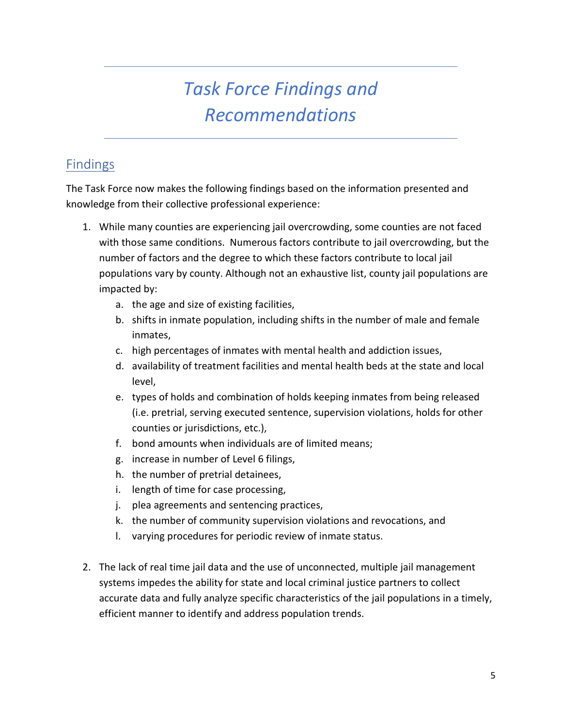# *Task Force Findings and Recommendations*

## Findings

The Task Force now makes the following findings based on the information presented and knowledge from their collective professional experience:

1. While many counties are experiencing jail overcrowding, some counties are not faced with those same conditions. Numerous factors contribute to jail overcrowding, but the number of factors and the degree to which these factors contribute to local jail populations vary by county. Although not an exhaustive list, county jail populations are impacted by:
    a. the age and size of existing facilities,
    b. shifts in inmate population, including shifts in the number of male and female inmates,
    c. high percentages of inmates with mental health and addiction issues,
    d. availability of treatment facilities and mental health beds at the state and local level,
    e. types of holds and combination of holds keeping inmates from being released (i.e. pretrial, serving executed sentence, supervision violations, holds for other counties or jurisdictions, etc.),
    f. bond amounts when individuals are of limited means;
    g. increase in number of Level 6 filings,
    h. the number of pretrial detainees,
    i. length of time for case processing,
    j. plea agreements and sentencing practices,
    k. the number of community supervision violations and revocations, and
    l. varying procedures for periodic review of inmate status.

2. The lack of real time jail data and the use of unconnected, multiple jail management systems impedes the ability for state and local criminal justice partners to collect accurate data and fully analyze specific characteristics of the jail populations in a timely, efficient manner to identify and address population trends.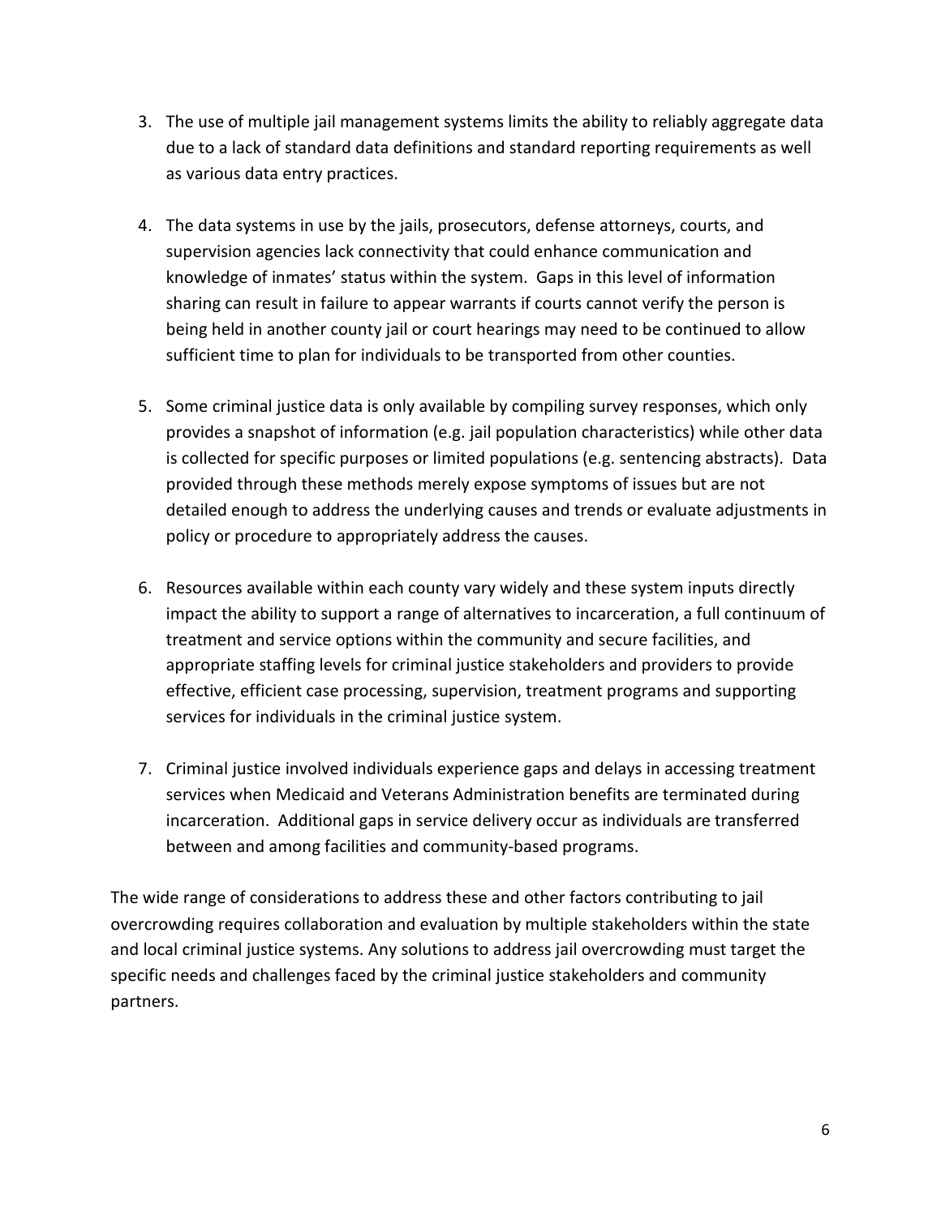3. The use of multiple jail management systems limits the ability to reliably aggregate data due to a lack of standard data definitions and standard reporting requirements as well as various data entry practices.

4. The data systems in use by the jails, prosecutors, defense attorneys, courts, and supervision agencies lack connectivity that could enhance communication and knowledge of inmates' status within the system. Gaps in this level of information sharing can result in failure to appear warrants if courts cannot verify the person is being held in another county jail or court hearings may need to be continued to allow sufficient time to plan for individuals to be transported from other counties.

5. Some criminal justice data is only available by compiling survey responses, which only provides a snapshot of information (e.g. jail population characteristics) while other data is collected for specific purposes or limited populations (e.g. sentencing abstracts). Data provided through these methods merely expose symptoms of issues but are not detailed enough to address the underlying causes and trends or evaluate adjustments in policy or procedure to appropriately address the causes.

6. Resources available within each county vary widely and these system inputs directly impact the ability to support a range of alternatives to incarceration, a full continuum of treatment and service options within the community and secure facilities, and appropriate staffing levels for criminal justice stakeholders and providers to provide effective, efficient case processing, supervision, treatment programs and supporting services for individuals in the criminal justice system.

7. Criminal justice involved individuals experience gaps and delays in accessing treatment services when Medicaid and Veterans Administration benefits are terminated during incarceration. Additional gaps in service delivery occur as individuals are transferred between and among facilities and community-based programs.

The wide range of considerations to address these and other factors contributing to jail overcrowding requires collaboration and evaluation by multiple stakeholders within the state and local criminal justice systems. Any solutions to address jail overcrowding must target the specific needs and challenges faced by the criminal justice stakeholders and community partners.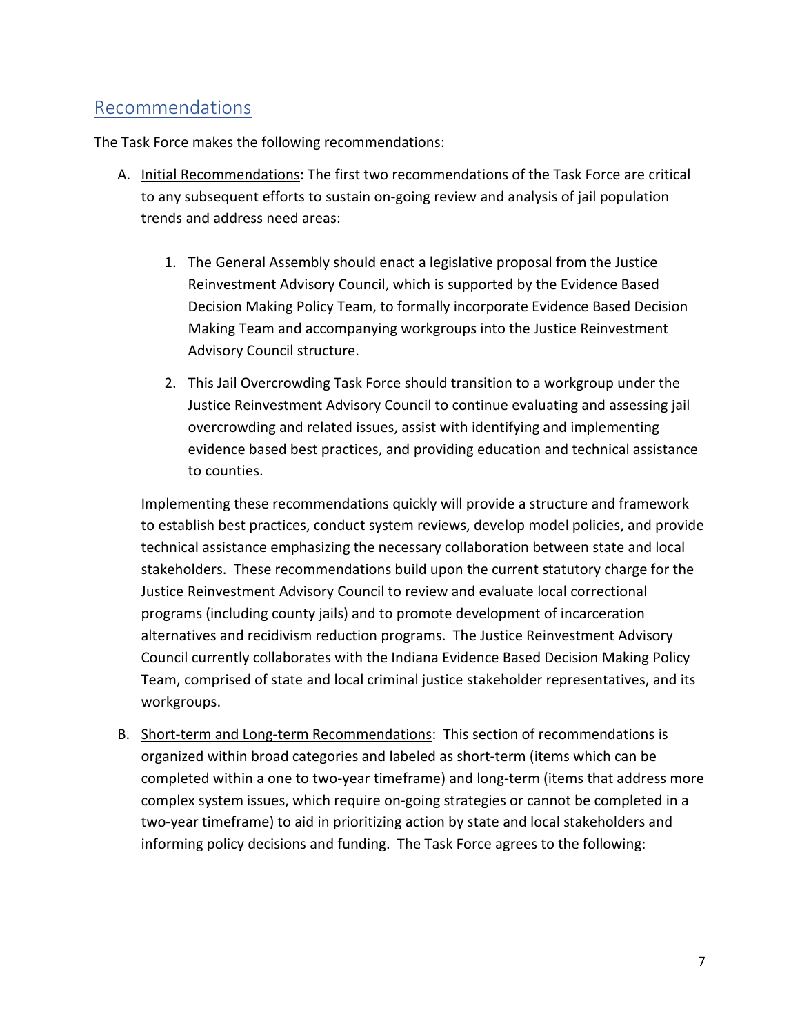## Recommendations

The Task Force makes the following recommendations:

A. Initial Recommendations: The first two recommendations of the Task Force are critical to any subsequent efforts to sustain on-going review and analysis of jail population trends and address need areas:

   1. The General Assembly should enact a legislative proposal from the Justice Reinvestment Advisory Council, which is supported by the Evidence Based Decision Making Policy Team, to formally incorporate Evidence Based Decision Making Team and accompanying workgroups into the Justice Reinvestment Advisory Council structure.

   2. This Jail Overcrowding Task Force should transition to a workgroup under the Justice Reinvestment Advisory Council to continue evaluating and assessing jail overcrowding and related issues, assist with identifying and implementing evidence based best practices, and providing education and technical assistance to counties.

   Implementing these recommendations quickly will provide a structure and framework to establish best practices, conduct system reviews, develop model policies, and provide technical assistance emphasizing the necessary collaboration between state and local stakeholders. These recommendations build upon the current statutory charge for the Justice Reinvestment Advisory Council to review and evaluate local correctional programs (including county jails) and to promote development of incarceration alternatives and recidivism reduction programs. The Justice Reinvestment Advisory Council currently collaborates with the Indiana Evidence Based Decision Making Policy Team, comprised of state and local criminal justice stakeholder representatives, and its workgroups.

B. Short-term and Long-term Recommendations: This section of recommendations is organized within broad categories and labeled as short-term (items which can be completed within a one to two-year timeframe) and long-term (items that address more complex system issues, which require on-going strategies or cannot be completed in a two-year timeframe) to aid in prioritizing action by state and local stakeholders and informing policy decisions and funding. The Task Force agrees to the following: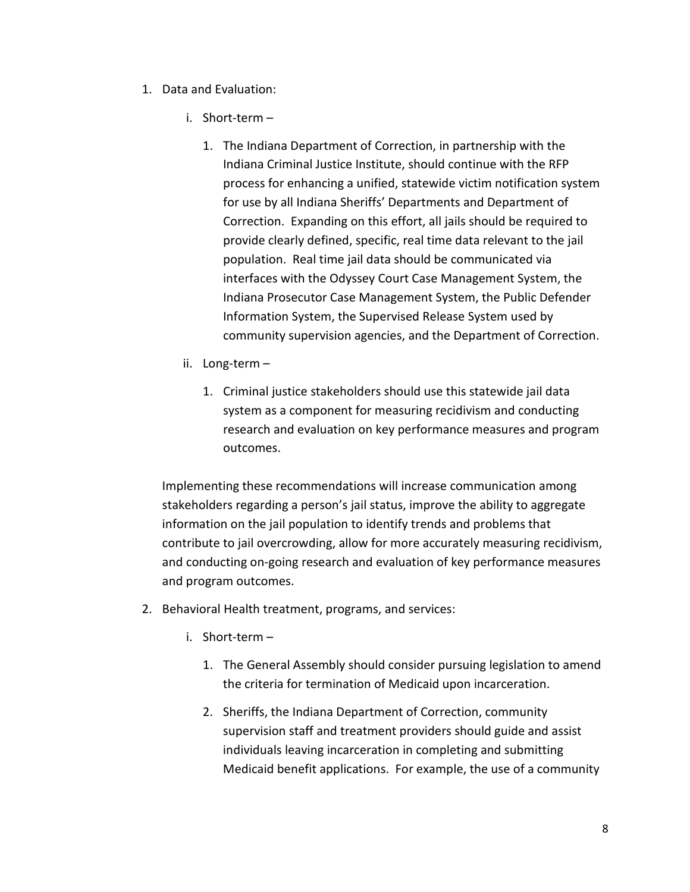1. Data and Evaluation:

    i. Short-term –

        1. The Indiana Department of Correction, in partnership with the Indiana Criminal Justice Institute, should continue with the RFP process for enhancing a unified, statewide victim notification system for use by all Indiana Sheriffs' Departments and Department of Correction. Expanding on this effort, all jails should be required to provide clearly defined, specific, real time data relevant to the jail population. Real time jail data should be communicated via interfaces with the Odyssey Court Case Management System, the Indiana Prosecutor Case Management System, the Public Defender Information System, the Supervised Release System used by community supervision agencies, and the Department of Correction.

    ii. Long-term –

        1. Criminal justice stakeholders should use this statewide jail data system as a component for measuring recidivism and conducting research and evaluation on key performance measures and program outcomes.

    Implementing these recommendations will increase communication among stakeholders regarding a person's jail status, improve the ability to aggregate information on the jail population to identify trends and problems that contribute to jail overcrowding, allow for more accurately measuring recidivism, and conducting on-going research and evaluation of key performance measures and program outcomes.

2. Behavioral Health treatment, programs, and services:

    i. Short-term –

        1. The General Assembly should consider pursuing legislation to amend the criteria for termination of Medicaid upon incarceration.

        2. Sheriffs, the Indiana Department of Correction, community supervision staff and treatment providers should guide and assist individuals leaving incarceration in completing and submitting Medicaid benefit applications. For example, the use of a community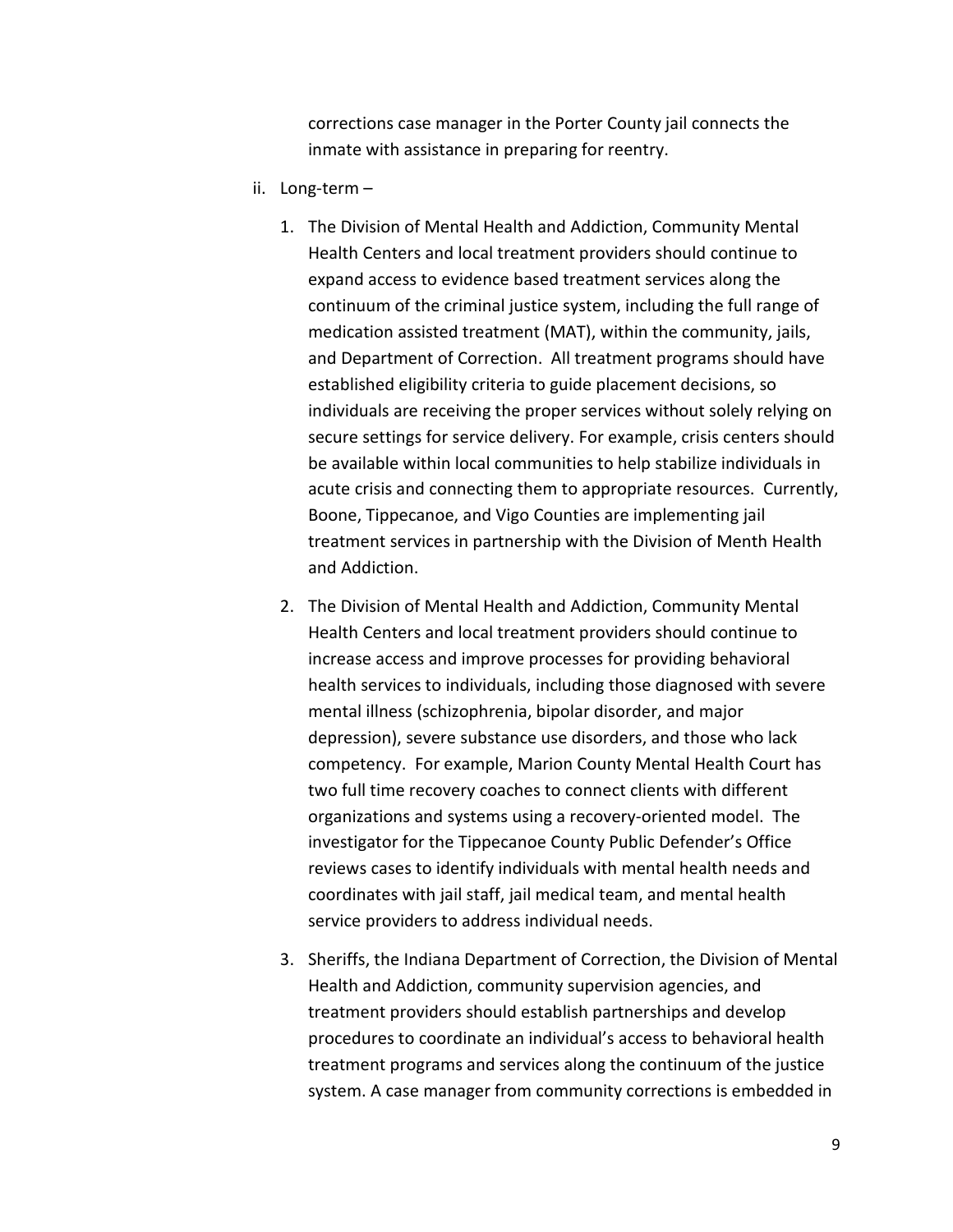corrections case manager in the Porter County jail connects the inmate with assistance in preparing for reentry.

ii. Long-term –

1. The Division of Mental Health and Addiction, Community Mental Health Centers and local treatment providers should continue to expand access to evidence based treatment services along the continuum of the criminal justice system, including the full range of medication assisted treatment (MAT), within the community, jails, and Department of Correction. All treatment programs should have established eligibility criteria to guide placement decisions, so individuals are receiving the proper services without solely relying on secure settings for service delivery. For example, crisis centers should be available within local communities to help stabilize individuals in acute crisis and connecting them to appropriate resources. Currently, Boone, Tippecanoe, and Vigo Counties are implementing jail treatment services in partnership with the Division of Menth Health and Addiction.

2. The Division of Mental Health and Addiction, Community Mental Health Centers and local treatment providers should continue to increase access and improve processes for providing behavioral health services to individuals, including those diagnosed with severe mental illness (schizophrenia, bipolar disorder, and major depression), severe substance use disorders, and those who lack competency. For example, Marion County Mental Health Court has two full time recovery coaches to connect clients with different organizations and systems using a recovery-oriented model. The investigator for the Tippecanoe County Public Defender's Office reviews cases to identify individuals with mental health needs and coordinates with jail staff, jail medical team, and mental health service providers to address individual needs.

3. Sheriffs, the Indiana Department of Correction, the Division of Mental Health and Addiction, community supervision agencies, and treatment providers should establish partnerships and develop procedures to coordinate an individual's access to behavioral health treatment programs and services along the continuum of the justice system. A case manager from community corrections is embedded in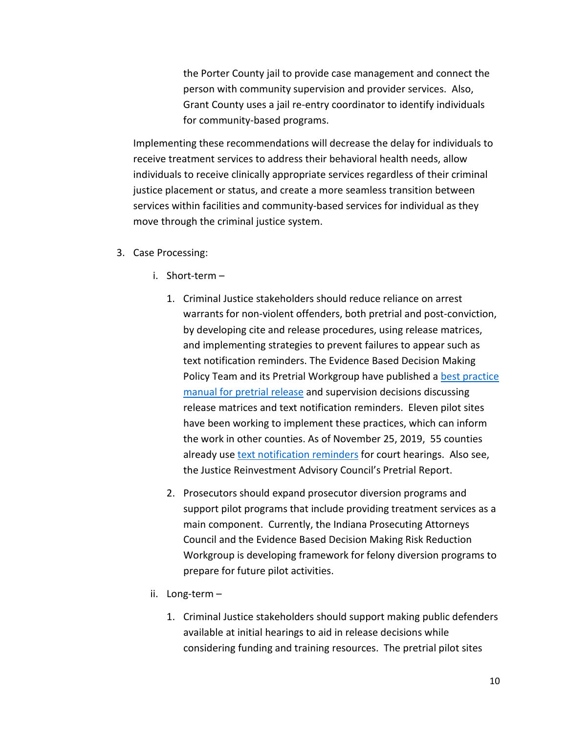the Porter County jail to provide case management and connect the person with community supervision and provider services. Also, Grant County uses a jail re-entry coordinator to identify individuals for community-based programs.

Implementing these recommendations will decrease the delay for individuals to receive treatment services to address their behavioral health needs, allow individuals to receive clinically appropriate services regardless of their criminal justice placement or status, and create a more seamless transition between services within facilities and community-based services for individual as they move through the criminal justice system.

3. Case Processing:

   i. Short-term –

      1. Criminal Justice stakeholders should reduce reliance on arrest warrants for non-violent offenders, both pretrial and post-conviction, by developing cite and release procedures, using release matrices, and implementing strategies to prevent failures to appear such as text notification reminders. The Evidence Based Decision Making Policy Team and its Pretrial Workgroup have published a best practice manual for pretrial release and supervision decisions discussing release matrices and text notification reminders. Eleven pilot sites have been working to implement these practices, which can inform the work in other counties. As of November 25, 2019, 55 counties already use text notification reminders for court hearings. Also see, the Justice Reinvestment Advisory Council's Pretrial Report.

      2. Prosecutors should expand prosecutor diversion programs and support pilot programs that include providing treatment services as a main component. Currently, the Indiana Prosecuting Attorneys Council and the Evidence Based Decision Making Risk Reduction Workgroup is developing framework for felony diversion programs to prepare for future pilot activities.

   ii. Long-term –

      1. Criminal Justice stakeholders should support making public defenders available at initial hearings to aid in release decisions while considering funding and training resources. The pretrial pilot sites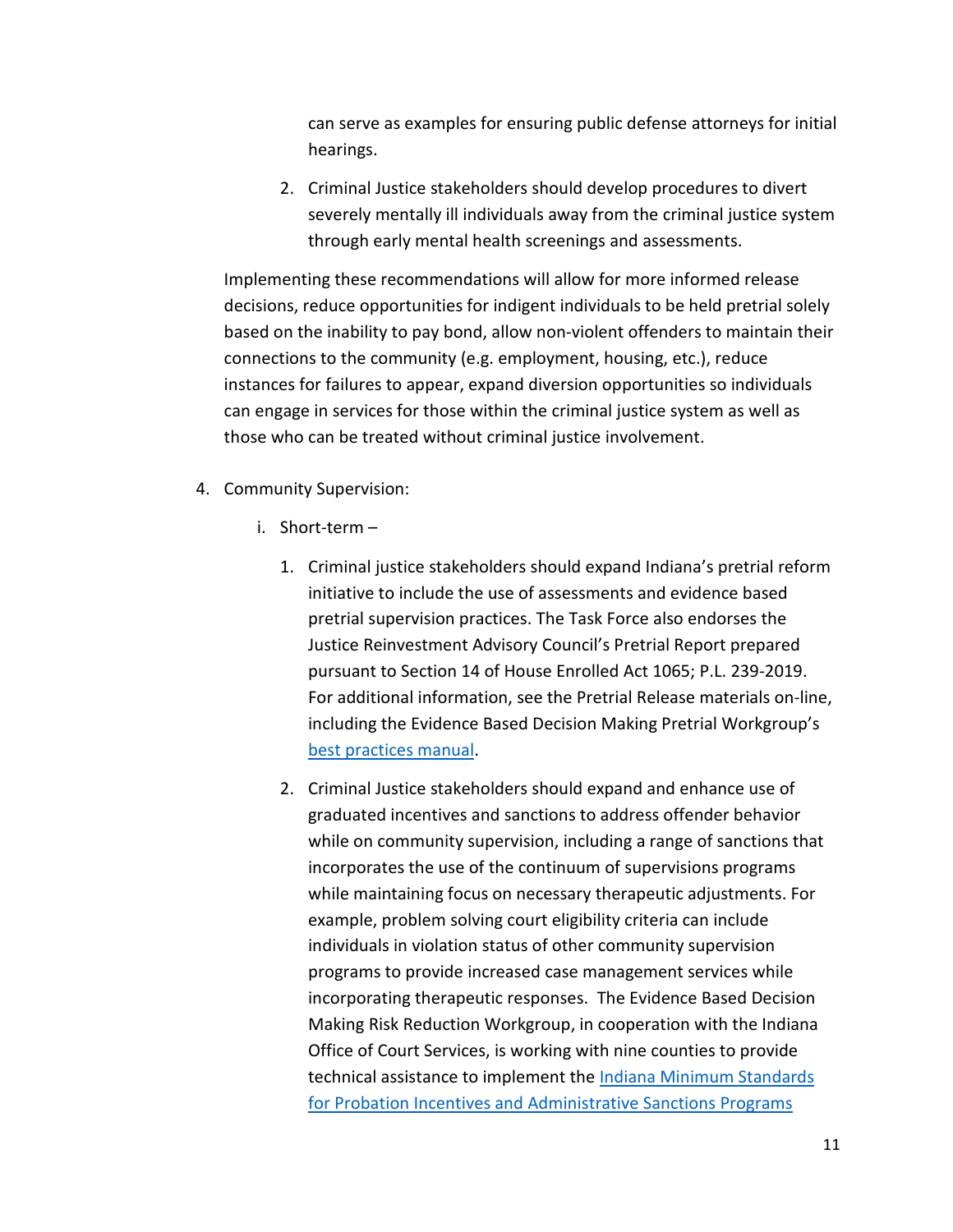can serve as examples for ensuring public defense attorneys for initial hearings.

2. Criminal Justice stakeholders should develop procedures to divert severely mentally ill individuals away from the criminal justice system through early mental health screenings and assessments.

Implementing these recommendations will allow for more informed release decisions, reduce opportunities for indigent individuals to be held pretrial solely based on the inability to pay bond, allow non-violent offenders to maintain their connections to the community (e.g. employment, housing, etc.), reduce instances for failures to appear, expand diversion opportunities so individuals can engage in services for those within the criminal justice system as well as those who can be treated without criminal justice involvement.

4. Community Supervision:

   i. Short-term –

      1. Criminal justice stakeholders should expand Indiana's pretrial reform initiative to include the use of assessments and evidence based pretrial supervision practices. The Task Force also endorses the Justice Reinvestment Advisory Council's Pretrial Report prepared pursuant to Section 14 of House Enrolled Act 1065; P.L. 239-2019. For additional information, see the Pretrial Release materials on-line, including the Evidence Based Decision Making Pretrial Workgroup's best practices manual.

      2. Criminal Justice stakeholders should expand and enhance use of graduated incentives and sanctions to address offender behavior while on community supervision, including a range of sanctions that incorporates the use of the continuum of supervisions programs while maintaining focus on necessary therapeutic adjustments. For example, problem solving court eligibility criteria can include individuals in violation status of other community supervision programs to provide increased case management services while incorporating therapeutic responses. The Evidence Based Decision Making Risk Reduction Workgroup, in cooperation with the Indiana Office of Court Services, is working with nine counties to provide technical assistance to implement the Indiana Minimum Standards for Probation Incentives and Administrative Sanctions Programs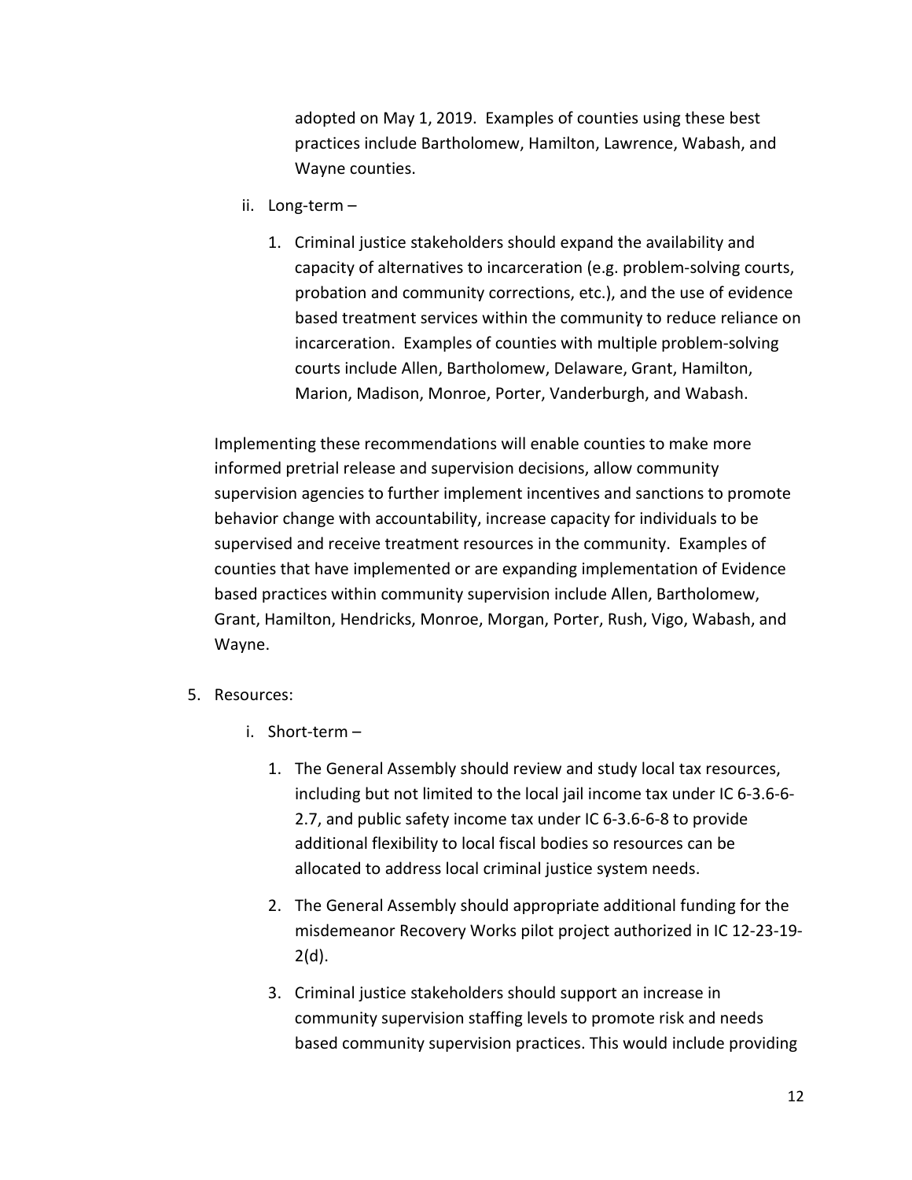adopted on May 1, 2019. Examples of counties using these best practices include Bartholomew, Hamilton, Lawrence, Wabash, and Wayne counties.

ii. Long-term –

1. Criminal justice stakeholders should expand the availability and capacity of alternatives to incarceration (e.g. problem-solving courts, probation and community corrections, etc.), and the use of evidence based treatment services within the community to reduce reliance on incarceration. Examples of counties with multiple problem-solving courts include Allen, Bartholomew, Delaware, Grant, Hamilton, Marion, Madison, Monroe, Porter, Vanderburgh, and Wabash.

Implementing these recommendations will enable counties to make more informed pretrial release and supervision decisions, allow community supervision agencies to further implement incentives and sanctions to promote behavior change with accountability, increase capacity for individuals to be supervised and receive treatment resources in the community. Examples of counties that have implemented or are expanding implementation of Evidence based practices within community supervision include Allen, Bartholomew, Grant, Hamilton, Hendricks, Monroe, Morgan, Porter, Rush, Vigo, Wabash, and Wayne.

5. Resources:

i. Short-term –

1. The General Assembly should review and study local tax resources, including but not limited to the local jail income tax under IC 6-3.6-6-2.7, and public safety income tax under IC 6-3.6-6-8 to provide additional flexibility to local fiscal bodies so resources can be allocated to address local criminal justice system needs.

2. The General Assembly should appropriate additional funding for the misdemeanor Recovery Works pilot project authorized in IC 12-23-19-2(d).

3. Criminal justice stakeholders should support an increase in community supervision staffing levels to promote risk and needs based community supervision practices. This would include providing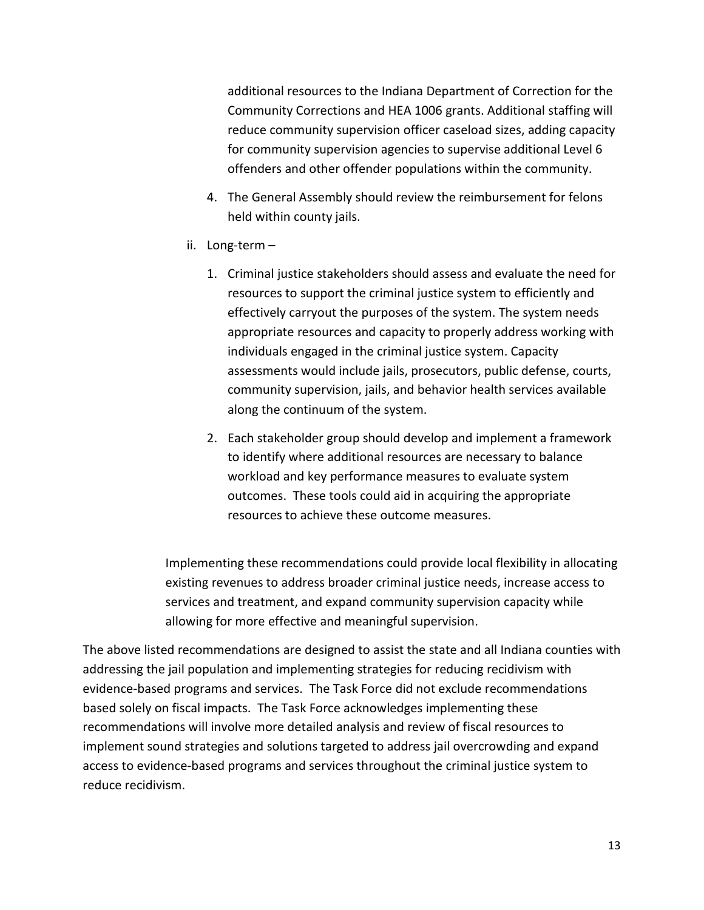additional resources to the Indiana Department of Correction for the Community Corrections and HEA 1006 grants. Additional staffing will reduce community supervision officer caseload sizes, adding capacity for community supervision agencies to supervise additional Level 6 offenders and other offender populations within the community.

4. The General Assembly should review the reimbursement for felons held within county jails.

ii. Long-term –

1. Criminal justice stakeholders should assess and evaluate the need for resources to support the criminal justice system to efficiently and effectively carryout the purposes of the system. The system needs appropriate resources and capacity to properly address working with individuals engaged in the criminal justice system. Capacity assessments would include jails, prosecutors, public defense, courts, community supervision, jails, and behavior health services available along the continuum of the system.

2. Each stakeholder group should develop and implement a framework to identify where additional resources are necessary to balance workload and key performance measures to evaluate system outcomes. These tools could aid in acquiring the appropriate resources to achieve these outcome measures.

Implementing these recommendations could provide local flexibility in allocating existing revenues to address broader criminal justice needs, increase access to services and treatment, and expand community supervision capacity while allowing for more effective and meaningful supervision.

The above listed recommendations are designed to assist the state and all Indiana counties with addressing the jail population and implementing strategies for reducing recidivism with evidence-based programs and services. The Task Force did not exclude recommendations based solely on fiscal impacts. The Task Force acknowledges implementing these recommendations will involve more detailed analysis and review of fiscal resources to implement sound strategies and solutions targeted to address jail overcrowding and expand access to evidence-based programs and services throughout the criminal justice system to reduce recidivism.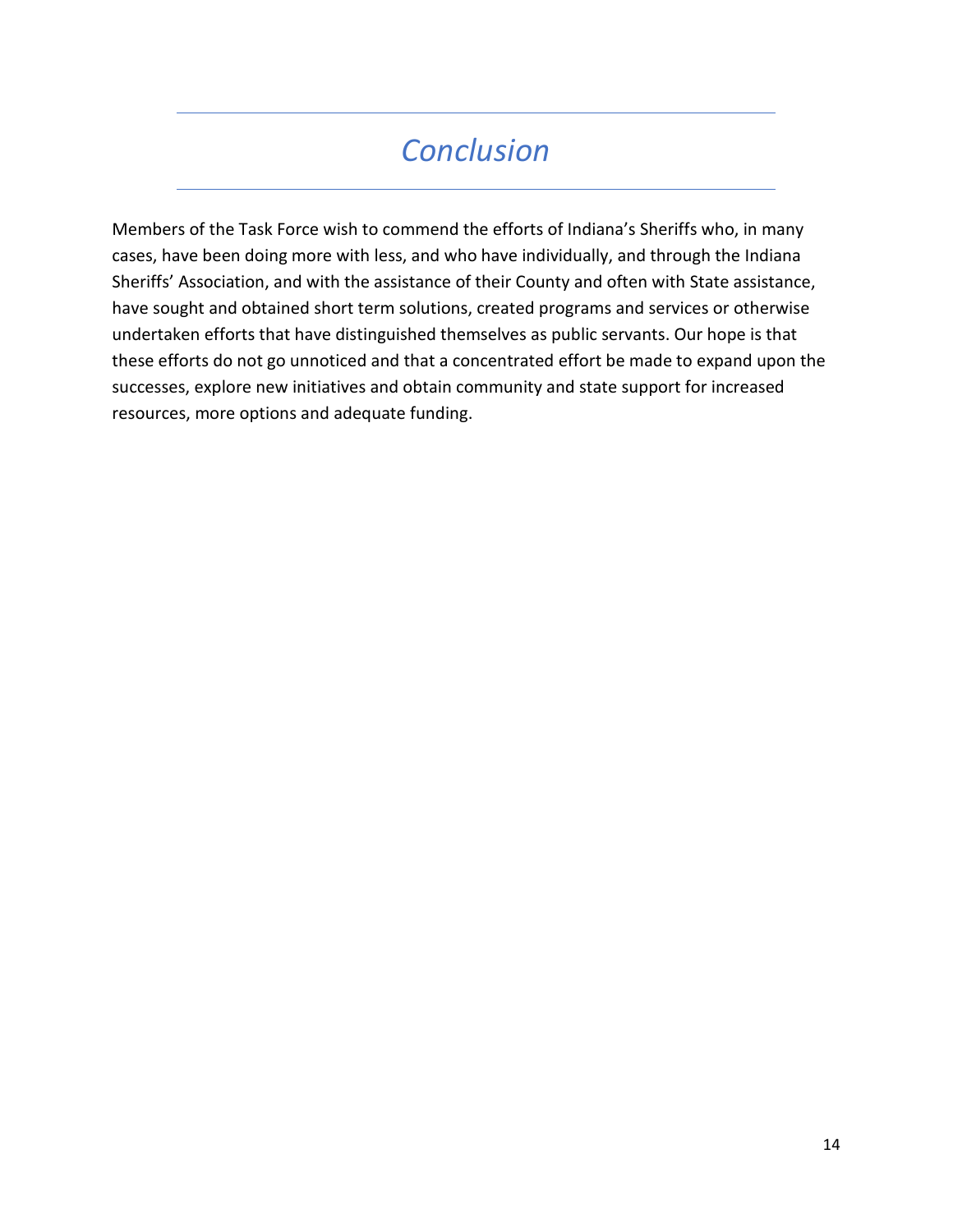# *Conclusion*

Members of the Task Force wish to commend the efforts of Indiana's Sheriffs who, in many cases, have been doing more with less, and who have individually, and through the Indiana Sheriffs' Association, and with the assistance of their County and often with State assistance, have sought and obtained short term solutions, created programs and services or otherwise undertaken efforts that have distinguished themselves as public servants. Our hope is that these efforts do not go unnoticed and that a concentrated effort be made to expand upon the successes, explore new initiatives and obtain community and state support for increased resources, more options and adequate funding.